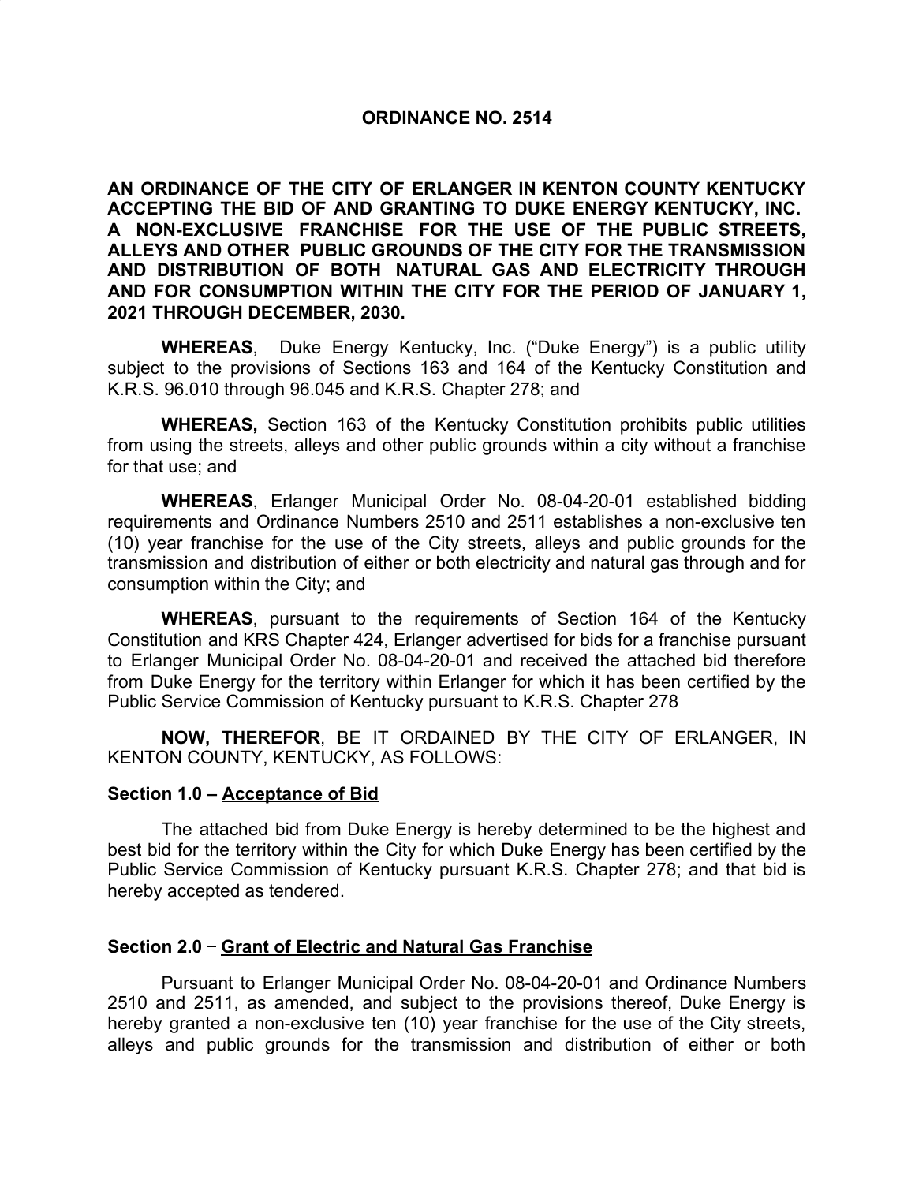# ORDINANCE NO. 2514

**AN ORDINANCE OF THE CITY OF ERLANGER IN KENTON COUNTY KENTUCKY ACCEPTING THE BID OF AND GRANTING TO DUKE ENERGY KENTUCKY, INC. A NON-EXCLUSIVE FRANCHISE FOR THE USE OF THE PUBLIC STREETS, ALLEYS AND OTHER PUBLIC GROUNDS OF THE CITY FOR THE TRANSMISSION AND DISTRIBUTION OF BOTH NATURAL GAS AND ELECTRICITY THROUGH AND FOR CONSUMPTION WITHIN THE CITY FOR THE PERIOD OF JANUARY 1, 2021 THROUGH DECEMBER, 2030.**

**WHEREAS**, Duke Energy Kentucky, Inc. ("Duke Energy") is a public utility subject to the provisions of Sections 163 and 164 of the Kentucky Constitution and K.R.S. 96.010 through 96.045 and K.R.S. Chapter 278; and

**WHEREAS,** Section 163 of the Kentucky Constitution prohibits public utilities from using the streets, alleys and other public grounds within a city without a franchise for that use; and

**WHEREAS**, Erlanger Municipal Order No. 08-04-20-01 established bidding requirements and Ordinance Numbers 2510 and 2511 establishes a non-exclusive ten (10) year franchise for the use of the City streets, alleys and public grounds for the transmission and distribution of either or both electricity and natural gas through and for consumption within the City; and

**WHEREAS**, pursuant to the requirements of Section 164 of the Kentucky Constitution and KRS Chapter 424, Erlanger advertised for bids for a franchise pursuant to Erlanger Municipal Order No. 08-04-20-01 and received the attached bid therefore from Duke Energy for the territory within Erlanger for which it has been certified by the Public Service Commission of Kentucky pursuant to K.R.S. Chapter 278

**NOW, THEREFOR**, BE IT ORDAINED BY THE CITY OF ERLANGER, IN KENTON COUNTY, KENTUCKY, AS FOLLOWS:

### Section 1.0 – Acceptance of Bid

The attached bid from Duke Energy is hereby determined to be the highest and best bid for the territory within the City for which Duke Energy has been certified by the Public Service Commission of Kentucky pursuant K.R.S. Chapter 278; and that bid is hereby accepted as tendered.

### Section 2.0 – Grant of Electric and Natural Gas Franchise

Pursuant to Erlanger Municipal Order No. 08-04-20-01 and Ordinance Numbers 2510 and 2511, as amended, and subject to the provisions thereof, Duke Energy is hereby granted a non-exclusive ten (10) year franchise for the use of the City streets, alleys and public grounds for the transmission and distribution of either or both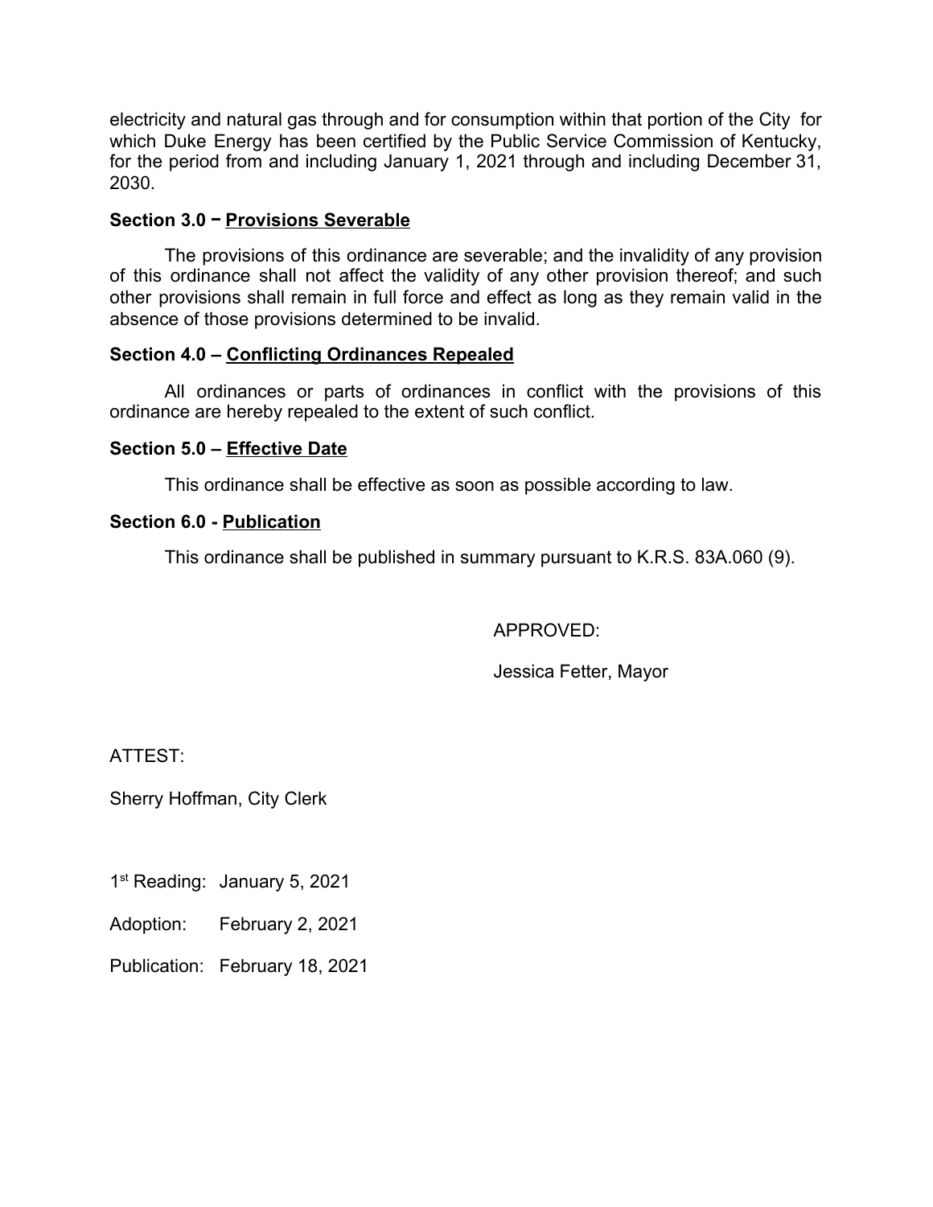electricity and natural gas through and for consumption within that portion of the City for which Duke Energy has been certified by the Public Service Commission of Kentucky, for the period from and including January 1, 2021 through and including December 31, 2030.

**Section 3.0 − Provisions Severable**

The provisions of this ordinance are severable; and the invalidity of any provision of this ordinance shall not affect the validity of any other provision thereof; and such other provisions shall remain in full force and effect as long as they remain valid in the absence of those provisions determined to be invalid.

**Section 4.0 – Conflicting Ordinances Repealed**

All ordinances or parts of ordinances in conflict with the provisions of this ordinance are hereby repealed to the extent of such conflict.

**Section 5.0 – Effective Date**

This ordinance shall be effective as soon as possible according to law.

**Section 6.0 - Publication**

This ordinance shall be published in summary pursuant to K.R.S. 83A.060 (9).

APPROVED:

Jessica Fetter, Mayor

ATTEST:

Sherry Hoffman, City Clerk

1st Reading: January 5, 2021

Adoption: February 2, 2021

Publication: February 18, 2021